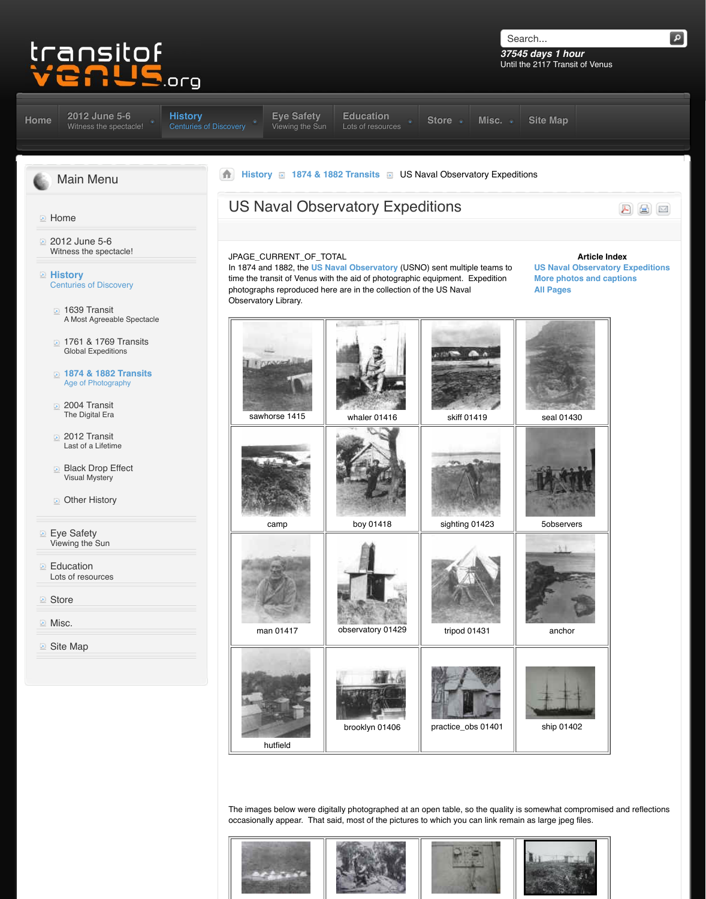transitof venus.org

Search...

37545 days 1 hour
Until the 2117 Transit of Venus

Home | 2012 June 5-6 Witness the spectacle! | History Centuries of Discovery | Eye Safety Viewing the Sun | Education Lots of resources | Store | Misc. | Site Map

## Main Menu

- Home
- 2012 June 5-6
  Witness the spectacle!
- History
  Centuries of Discovery
  - 1639 Transit
    A Most Agreeable Spectacle
  - 1761 & 1769 Transits
    Global Expeditions
  - 1874 & 1882 Transits
    Age of Photography
  - 2004 Transit
    The Digital Era
  - 2012 Transit
    Last of a Lifetime
  - Black Drop Effect
    Visual Mystery
  - Other History
- Eye Safety
  Viewing the Sun
- Education
  Lots of resources
- Store
- Misc.
- Site Map

History » 1874 & 1882 Transits » US Naval Observatory Expeditions

# US Naval Observatory Expeditions

JPAGE_CURRENT_OF_TOTAL

In 1874 and 1882, the US Naval Observatory (USNO) sent multiple teams to time the transit of Venus with the aid of photographic equipment. Expedition photographs reproduced here are in the collection of the US Naval Observatory Library.

**Article Index**
- US Naval Observatory Expeditions
- More photos and captions
- All Pages

| | | | |
|---|---|---|---|
| sawhorse 1415 | whaler 01416 | skiff 01419 | seal 01430 |
| camp | boy 01418 | sighting 01423 | 5observers |
| man 01417 | observatory 01429 | tripod 01431 | anchor |
| hutfield | brooklyn 01406 | practice_obs 01401 | ship 01402 |

The images below were digitally photographed at an open table, so the quality is somewhat compromised and reflections occasionally appear. That said, most of the pictures to which you can link remain as large jpeg files.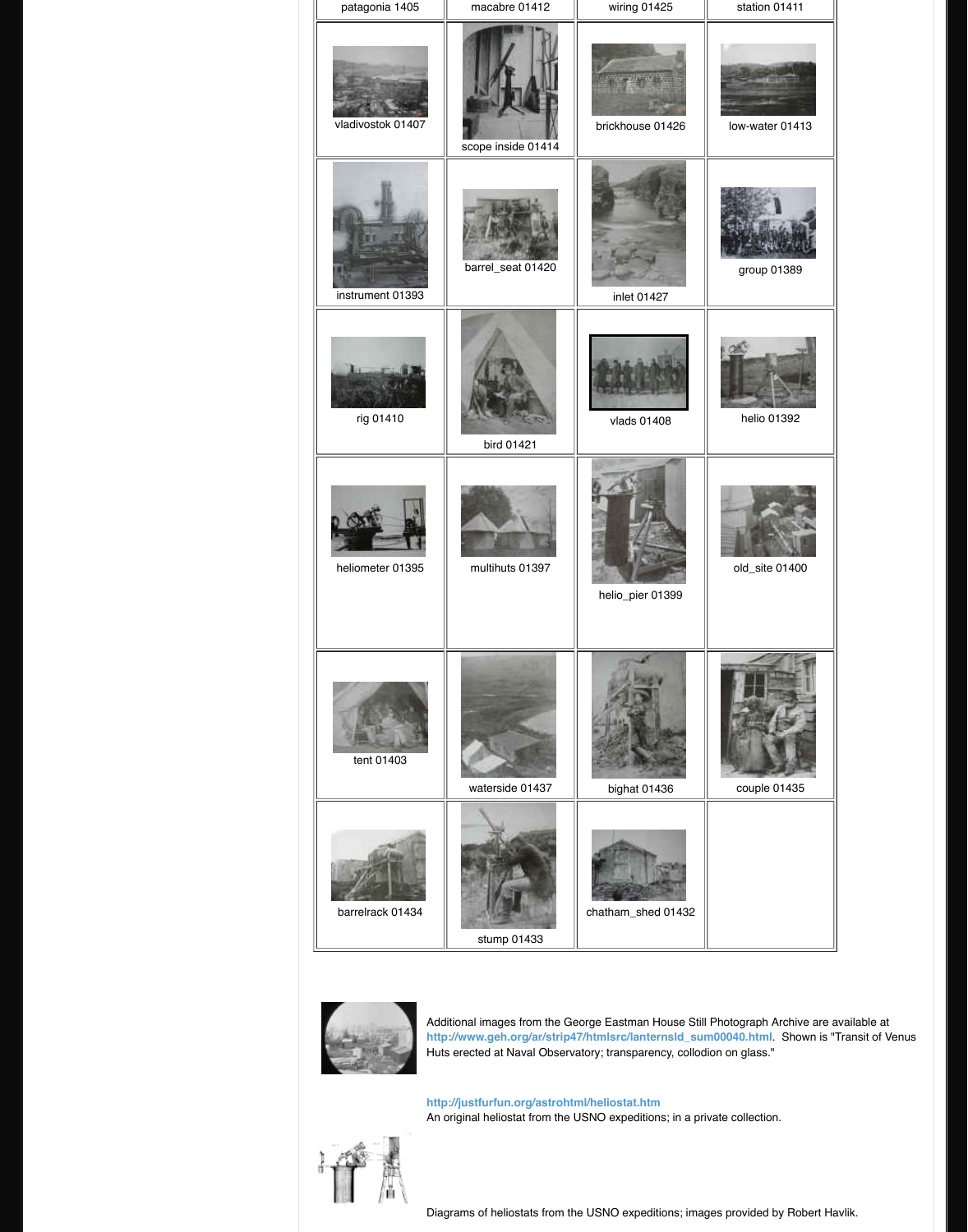| patagonia 1405 | macabre 01412 | wiring 01425 | station 01411 |
|---|---|---|---|
| vladivostok 01407 | scope inside 01414 | brickhouse 01426 | low-water 01413 |
| instrument 01393 | barrel_seat 01420 | inlet 01427 | group 01389 |
| rig 01410 | bird 01421 | vlads 01408 | helio 01392 |
| heliometer 01395 | multihuts 01397 | helio_pier 01399 | old_site 01400 |
| tent 01403 | waterside 01437 | bighat 01436 | couple 01435 |
| barrelrack 01434 | stump 01433 | chatham_shed 01432 | |

Additional images from the George Eastman House Still Photograph Archive are available at http://www.geh.org/ar/strip47/htmlsrc/lanternsld_sum00040.html. Shown is "Transit of Venus Huts erected at Naval Observatory; transparency, collodion on glass."

http://justfurfun.org/astrohtml/heliostat.htm
An original heliostat from the USNO expeditions; in a private collection.

Diagrams of heliostats from the USNO expeditions; images provided by Robert Havlik.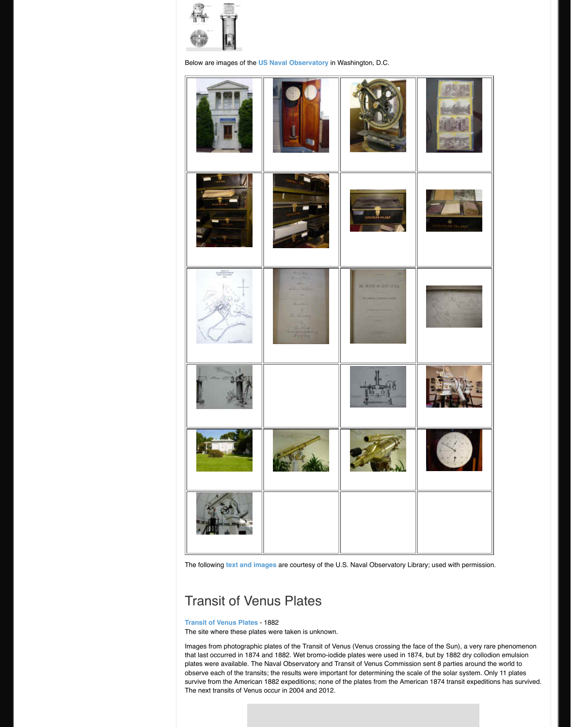Below are images of the US Naval Observatory in Washington, D.C.

The following text and images are courtesy of the U.S. Naval Observatory Library; used with permission.

## Transit of Venus Plates

**Transit of Venus Plates** - 1882
The site where these plates were taken is unknown.

Images from photographic plates of the Transit of Venus (Venus crossing the face of the Sun), a very rare phenomenon that last occurred in 1874 and 1882. Wet bromo-iodide plates were used in 1874, but by 1882 dry collodion emulsion plates were available. The Naval Observatory and Transit of Venus Commission sent 8 parties around the world to observe each of the transits; the results were important for determining the scale of the solar system. Only 11 plates survive from the American 1882 expeditions; none of the plates from the American 1874 transit expeditions has survived. The next transits of Venus occur in 2004 and 2012.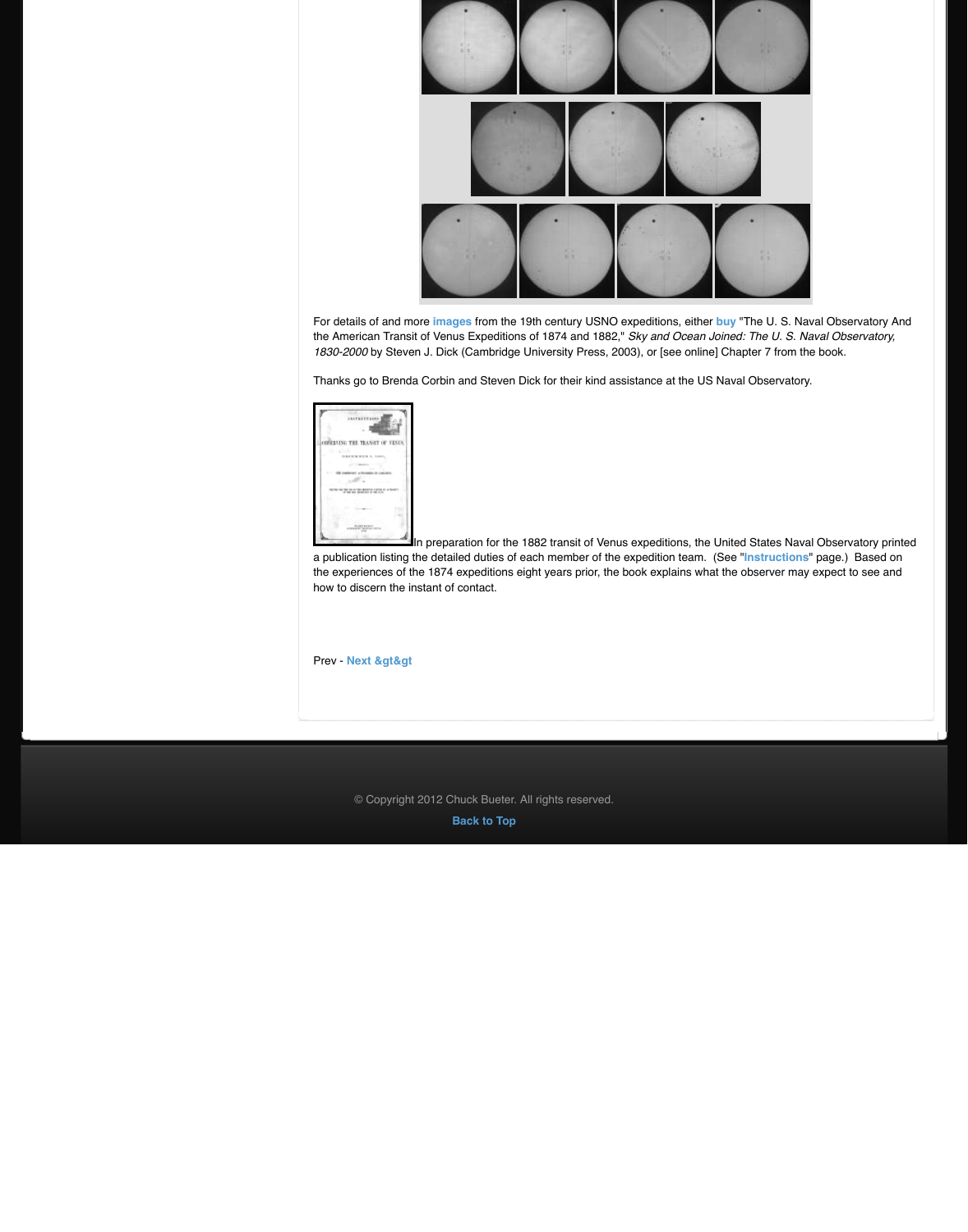For details of and more images from the 19th century USNO expeditions, either buy "The U. S. Naval Observatory And the American Transit of Venus Expeditions of 1874 and 1882," *Sky and Ocean Joined: The U. S. Naval Observatory, 1830-2000* by Steven J. Dick (Cambridge University Press, 2003), or [see online] Chapter 7 from the book.

Thanks go to Brenda Corbin and Steven Dick for their kind assistance at the US Naval Observatory.

In preparation for the 1882 transit of Venus expeditions, the United States Naval Observatory printed a publication listing the detailed duties of each member of the expedition team. (See "Instructions" page.) Based on the experiences of the 1874 expeditions eight years prior, the book explains what the observer may expect to see and how to discern the instant of contact.

Prev - Next &gt&gt

© Copyright 2012 Chuck Bueter. All rights reserved.

Back to Top